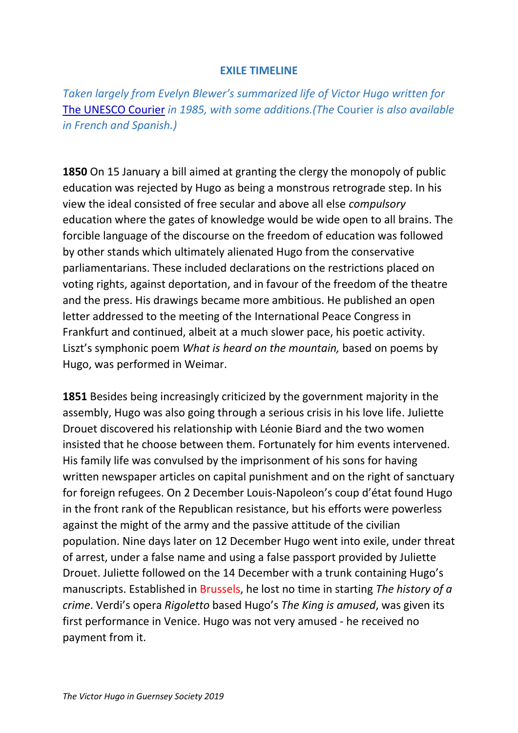## EXILE TIMELINE

*Taken largely from Evelyn Blewer's summarized life of Victor Hugo written for* The UNESCO Courier *in 1985, with some additions.(The* Courier *is also available in French and Spanish.)*

**1850** On 15 January a bill aimed at granting the clergy the monopoly of public education was rejected by Hugo as being a monstrous retrograde step. In his view the ideal consisted of free secular and above all else *compulsory* education where the gates of knowledge would be wide open to all brains. The forcible language of the discourse on the freedom of education was followed by other stands which ultimately alienated Hugo from the conservative parliamentarians. These included declarations on the restrictions placed on voting rights, against deportation, and in favour of the freedom of the theatre and the press. His drawings became more ambitious. He published an open letter addressed to the meeting of the International Peace Congress in Frankfurt and continued, albeit at a much slower pace, his poetic activity. Liszt's symphonic poem *What is heard on the mountain,* based on poems by Hugo, was performed in Weimar.

**1851** Besides being increasingly criticized by the government majority in the assembly, Hugo was also going through a serious crisis in his love life. Juliette Drouet discovered his relationship with Léonie Biard and the two women insisted that he choose between them. Fortunately for him events intervened. His family life was convulsed by the imprisonment of his sons for having written newspaper articles on capital punishment and on the right of sanctuary for foreign refugees. On 2 December Louis-Napoleon's coup d'état found Hugo in the front rank of the Republican resistance, but his efforts were powerless against the might of the army and the passive attitude of the civilian population. Nine days later on 12 December Hugo went into exile, under threat of arrest, under a false name and using a false passport provided by Juliette Drouet. Juliette followed on the 14 December with a trunk containing Hugo's manuscripts. Established in Brussels, he lost no time in starting *The history of a crime*. Verdi's opera *Rigoletto* based Hugo's *The King is amused*, was given its first performance in Venice. Hugo was not very amused - he received no payment from it.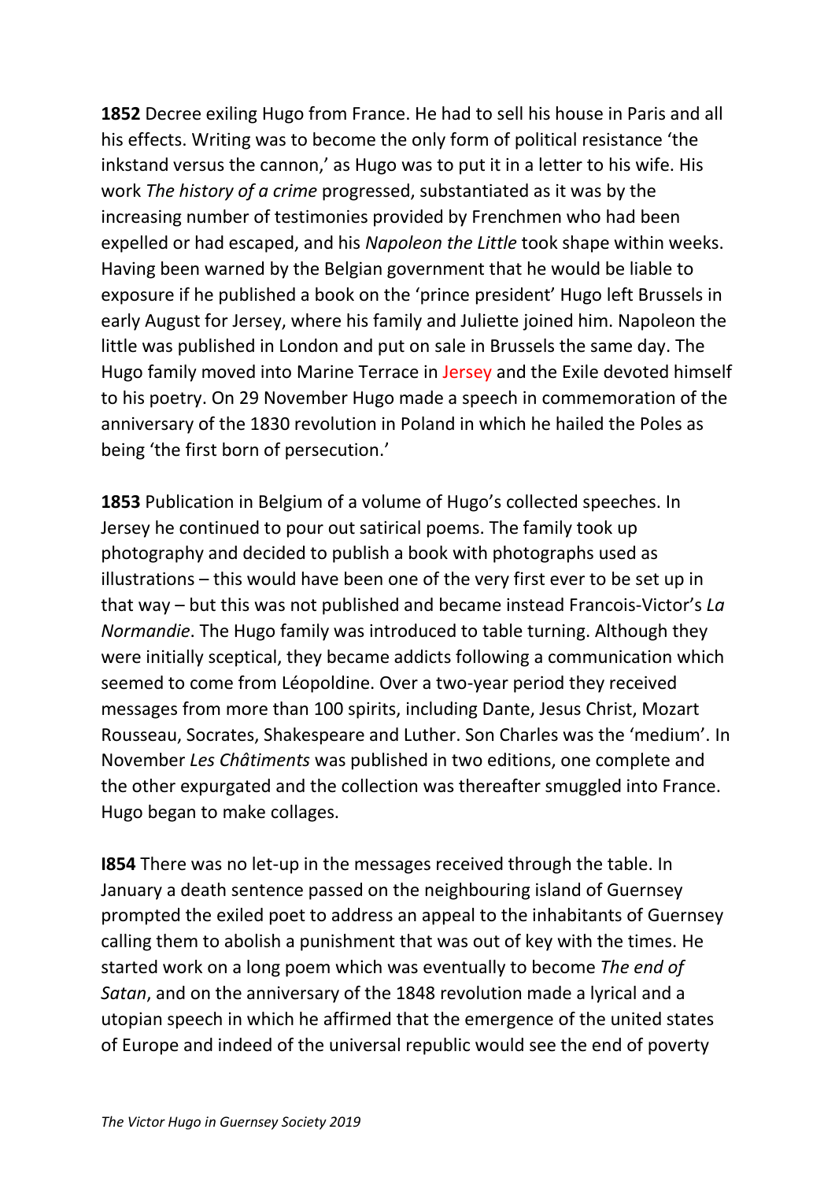**1852** Decree exiling Hugo from France. He had to sell his house in Paris and all his effects. Writing was to become the only form of political resistance 'the inkstand versus the cannon,' as Hugo was to put it in a letter to his wife. His work *The history of a crime* progressed, substantiated as it was by the increasing number of testimonies provided by Frenchmen who had been expelled or had escaped, and his *Napoleon the Little* took shape within weeks. Having been warned by the Belgian government that he would be liable to exposure if he published a book on the 'prince president' Hugo left Brussels in early August for Jersey, where his family and Juliette joined him. Napoleon the little was published in London and put on sale in Brussels the same day. The Hugo family moved into Marine Terrace in Jersey and the Exile devoted himself to his poetry. On 29 November Hugo made a speech in commemoration of the anniversary of the 1830 revolution in Poland in which he hailed the Poles as being 'the first born of persecution.'

**1853** Publication in Belgium of a volume of Hugo's collected speeches. In Jersey he continued to pour out satirical poems. The family took up photography and decided to publish a book with photographs used as illustrations – this would have been one of the very first ever to be set up in that way – but this was not published and became instead Francois-Victor's *La Normandie*. The Hugo family was introduced to table turning. Although they were initially sceptical, they became addicts following a communication which seemed to come from Léopoldine. Over a two-year period they received messages from more than 100 spirits, including Dante, Jesus Christ, Mozart Rousseau, Socrates, Shakespeare and Luther. Son Charles was the 'medium'. In November *Les Châtiments* was published in two editions, one complete and the other expurgated and the collection was thereafter smuggled into France. Hugo began to make collages.

**I854** There was no let-up in the messages received through the table. In January a death sentence passed on the neighbouring island of Guernsey prompted the exiled poet to address an appeal to the inhabitants of Guernsey calling them to abolish a punishment that was out of key with the times. He started work on a long poem which was eventually to become *The end of Satan*, and on the anniversary of the 1848 revolution made a lyrical and a utopian speech in which he affirmed that the emergence of the united states of Europe and indeed of the universal republic would see the end of poverty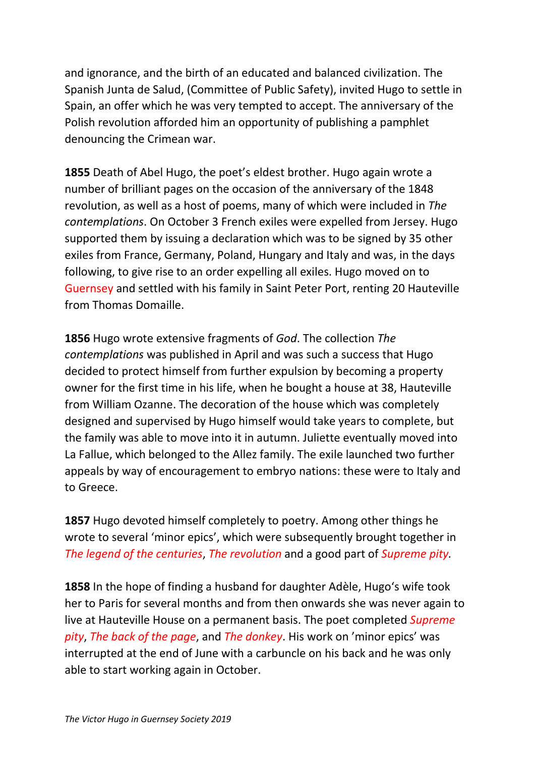and ignorance, and the birth of an educated and balanced civilization. The Spanish Junta de Salud, (Committee of Public Safety), invited Hugo to settle in Spain, an offer which he was very tempted to accept. The anniversary of the Polish revolution afforded him an opportunity of publishing a pamphlet denouncing the Crimean war.

**1855** Death of Abel Hugo, the poet's eldest brother. Hugo again wrote a number of brilliant pages on the occasion of the anniversary of the 1848 revolution, as well as a host of poems, many of which were included in *The contemplations*. On October 3 French exiles were expelled from Jersey. Hugo supported them by issuing a declaration which was to be signed by 35 other exiles from France, Germany, Poland, Hungary and Italy and was, in the days following, to give rise to an order expelling all exiles. Hugo moved on to Guernsey and settled with his family in Saint Peter Port, renting 20 Hauteville from Thomas Domaille.

**1856** Hugo wrote extensive fragments of *God*. The collection *The contemplations* was published in April and was such a success that Hugo decided to protect himself from further expulsion by becoming a property owner for the first time in his life, when he bought a house at 38, Hauteville from William Ozanne. The decoration of the house which was completely designed and supervised by Hugo himself would take years to complete, but the family was able to move into it in autumn. Juliette eventually moved into La Fallue, which belonged to the Allez family. The exile launched two further appeals by way of encouragement to embryo nations: these were to Italy and to Greece.

**1857** Hugo devoted himself completely to poetry. Among other things he wrote to several 'minor epics', which were subsequently brought together in *The legend of the centuries*, *The revolution* and a good part of *Supreme pity.*

**1858** In the hope of finding a husband for daughter Adèle, Hugo's wife took her to Paris for several months and from then onwards she was never again to live at Hauteville House on a permanent basis. The poet completed *Supreme pity*, *The back of the page*, and *The donkey*. His work on 'minor epics' was interrupted at the end of June with a carbuncle on his back and he was only able to start working again in October.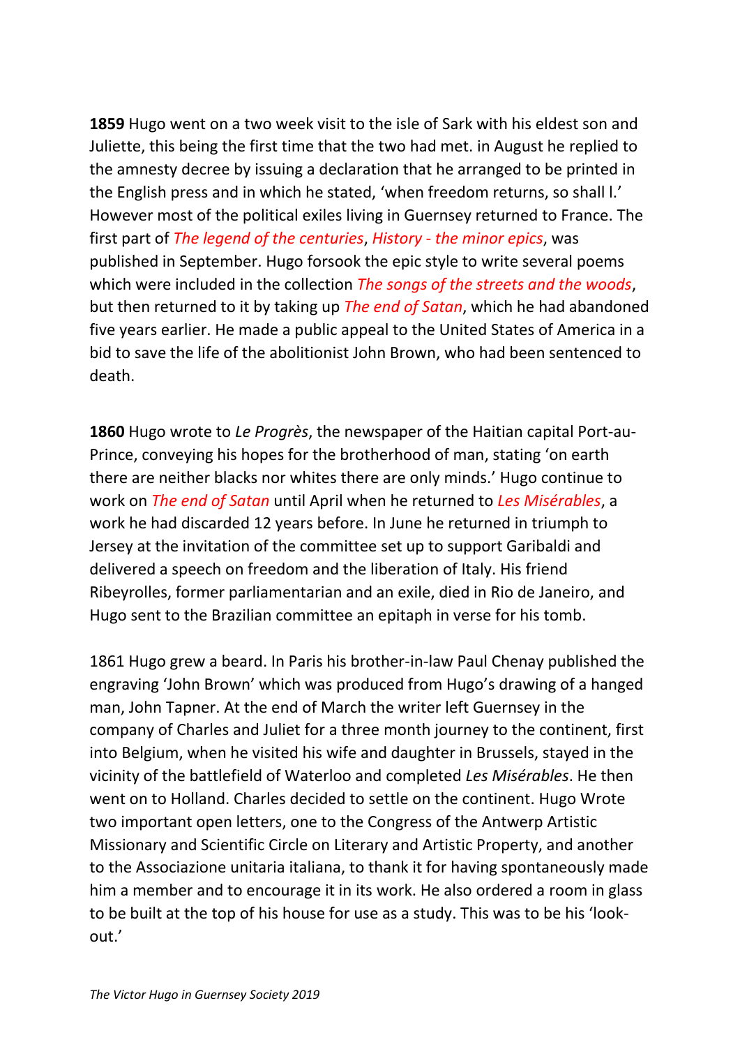**1859** Hugo went on a two week visit to the isle of Sark with his eldest son and Juliette, this being the first time that the two had met. in August he replied to the amnesty decree by issuing a declaration that he arranged to be printed in the English press and in which he stated, 'when freedom returns, so shall l.' However most of the political exiles living in Guernsey returned to France. The first part of *The legend of the centuries*, *History - the minor epics*, was published in September. Hugo forsook the epic style to write several poems which were included in the collection *The songs of the streets and the woods*, but then returned to it by taking up *The end of Satan*, which he had abandoned five years earlier. He made a public appeal to the United States of America in a bid to save the life of the abolitionist John Brown, who had been sentenced to death.

**1860** Hugo wrote to *Le Progrès*, the newspaper of the Haitian capital Port-au-Prince, conveying his hopes for the brotherhood of man, stating 'on earth there are neither blacks nor whites there are only minds.' Hugo continue to work on *The end of Satan* until April when he returned to *Les Misérables*, a work he had discarded 12 years before. In June he returned in triumph to Jersey at the invitation of the committee set up to support Garibaldi and delivered a speech on freedom and the liberation of Italy. His friend Ribeyrolles, former parliamentarian and an exile, died in Rio de Janeiro, and Hugo sent to the Brazilian committee an epitaph in verse for his tomb.

1861 Hugo grew a beard. In Paris his brother-in-law Paul Chenay published the engraving 'John Brown' which was produced from Hugo's drawing of a hanged man, John Tapner. At the end of March the writer left Guernsey in the company of Charles and Juliet for a three month journey to the continent, first into Belgium, when he visited his wife and daughter in Brussels, stayed in the vicinity of the battlefield of Waterloo and completed *Les Misérables*. He then went on to Holland. Charles decided to settle on the continent. Hugo Wrote two important open letters, one to the Congress of the Antwerp Artistic Missionary and Scientific Circle on Literary and Artistic Property, and another to the Associazione unitaria italiana, to thank it for having spontaneously made him a member and to encourage it in its work. He also ordered a room in glass to be built at the top of his house for use as a study. This was to be his 'look-out.'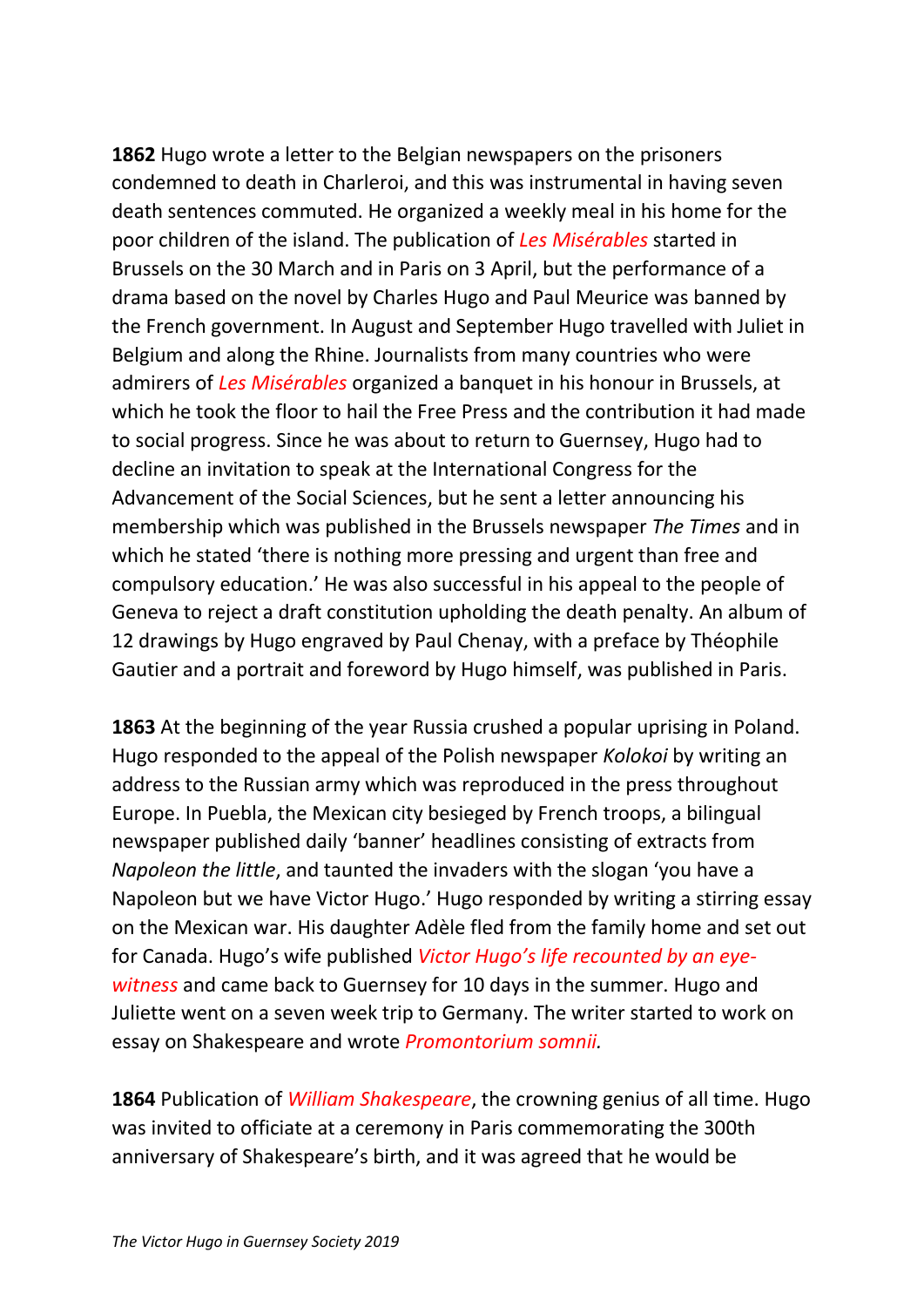**1862** Hugo wrote a letter to the Belgian newspapers on the prisoners condemned to death in Charleroi, and this was instrumental in having seven death sentences commuted. He organized a weekly meal in his home for the poor children of the island. The publication of *Les Misérables* started in Brussels on the 30 March and in Paris on 3 April, but the performance of a drama based on the novel by Charles Hugo and Paul Meurice was banned by the French government. In August and September Hugo travelled with Juliet in Belgium and along the Rhine. Journalists from many countries who were admirers of *Les Misérables* organized a banquet in his honour in Brussels, at which he took the floor to hail the Free Press and the contribution it had made to social progress. Since he was about to return to Guernsey, Hugo had to decline an invitation to speak at the International Congress for the Advancement of the Social Sciences, but he sent a letter announcing his membership which was published in the Brussels newspaper *The Times* and in which he stated 'there is nothing more pressing and urgent than free and compulsory education.' He was also successful in his appeal to the people of Geneva to reject a draft constitution upholding the death penalty. An album of 12 drawings by Hugo engraved by Paul Chenay, with a preface by Théophile Gautier and a portrait and foreword by Hugo himself, was published in Paris.

**1863** At the beginning of the year Russia crushed a popular uprising in Poland. Hugo responded to the appeal of the Polish newspaper *Kolokoi* by writing an address to the Russian army which was reproduced in the press throughout Europe. In Puebla, the Mexican city besieged by French troops, a bilingual newspaper published daily 'banner' headlines consisting of extracts from *Napoleon the little*, and taunted the invaders with the slogan 'you have a Napoleon but we have Victor Hugo.' Hugo responded by writing a stirring essay on the Mexican war. His daughter Adèle fled from the family home and set out for Canada. Hugo's wife published *Victor Hugo's life recounted by an eye-witness* and came back to Guernsey for 10 days in the summer. Hugo and Juliette went on a seven week trip to Germany. The writer started to work on essay on Shakespeare and wrote *Promontorium somnii.*

**1864** Publication of *William Shakespeare*, the crowning genius of all time. Hugo was invited to officiate at a ceremony in Paris commemorating the 300th anniversary of Shakespeare's birth, and it was agreed that he would be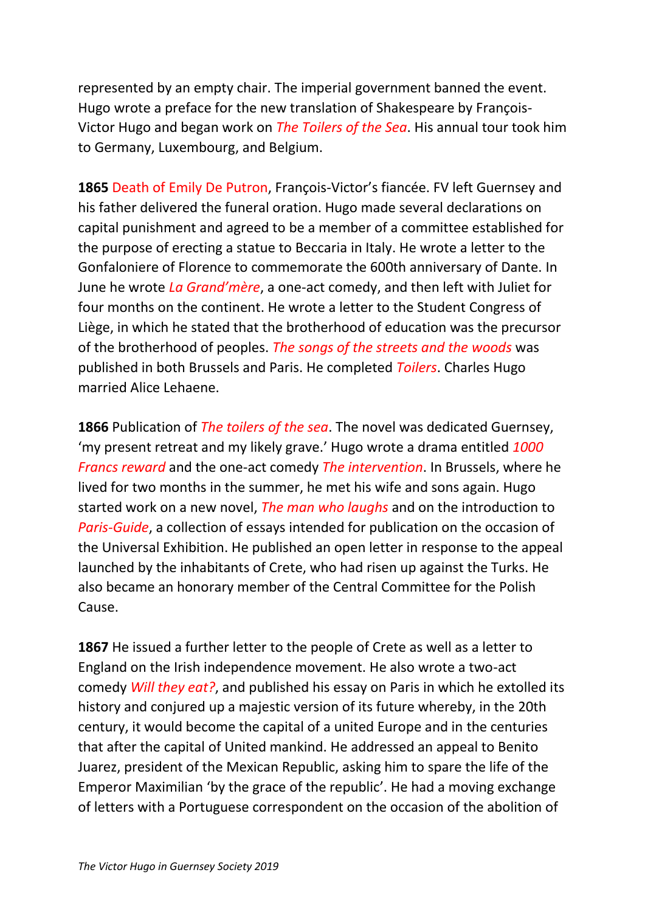represented by an empty chair. The imperial government banned the event. Hugo wrote a preface for the new translation of Shakespeare by François-Victor Hugo and began work on *The Toilers of the Sea*. His annual tour took him to Germany, Luxembourg, and Belgium.

**1865** Death of Emily De Putron, François-Victor's fiancée. FV left Guernsey and his father delivered the funeral oration. Hugo made several declarations on capital punishment and agreed to be a member of a committee established for the purpose of erecting a statue to Beccaria in Italy. He wrote a letter to the Gonfaloniere of Florence to commemorate the 600th anniversary of Dante. In June he wrote *La Grand'mère*, a one-act comedy, and then left with Juliet for four months on the continent. He wrote a letter to the Student Congress of Liège, in which he stated that the brotherhood of education was the precursor of the brotherhood of peoples. *The songs of the streets and the woods* was published in both Brussels and Paris. He completed *Toilers*. Charles Hugo married Alice Lehaene.

**1866** Publication of *The toilers of the sea*. The novel was dedicated Guernsey, 'my present retreat and my likely grave.' Hugo wrote a drama entitled *1000 Francs reward* and the one-act comedy *The intervention*. In Brussels, where he lived for two months in the summer, he met his wife and sons again. Hugo started work on a new novel, *The man who laughs* and on the introduction to *Paris-Guide*, a collection of essays intended for publication on the occasion of the Universal Exhibition. He published an open letter in response to the appeal launched by the inhabitants of Crete, who had risen up against the Turks. He also became an honorary member of the Central Committee for the Polish Cause.

**1867** He issued a further letter to the people of Crete as well as a letter to England on the Irish independence movement. He also wrote a two-act comedy *Will they eat?*, and published his essay on Paris in which he extolled its history and conjured up a majestic version of its future whereby, in the 20th century, it would become the capital of a united Europe and in the centuries that after the capital of United mankind. He addressed an appeal to Benito Juarez, president of the Mexican Republic, asking him to spare the life of the Emperor Maximilian 'by the grace of the republic'. He had a moving exchange of letters with a Portuguese correspondent on the occasion of the abolition of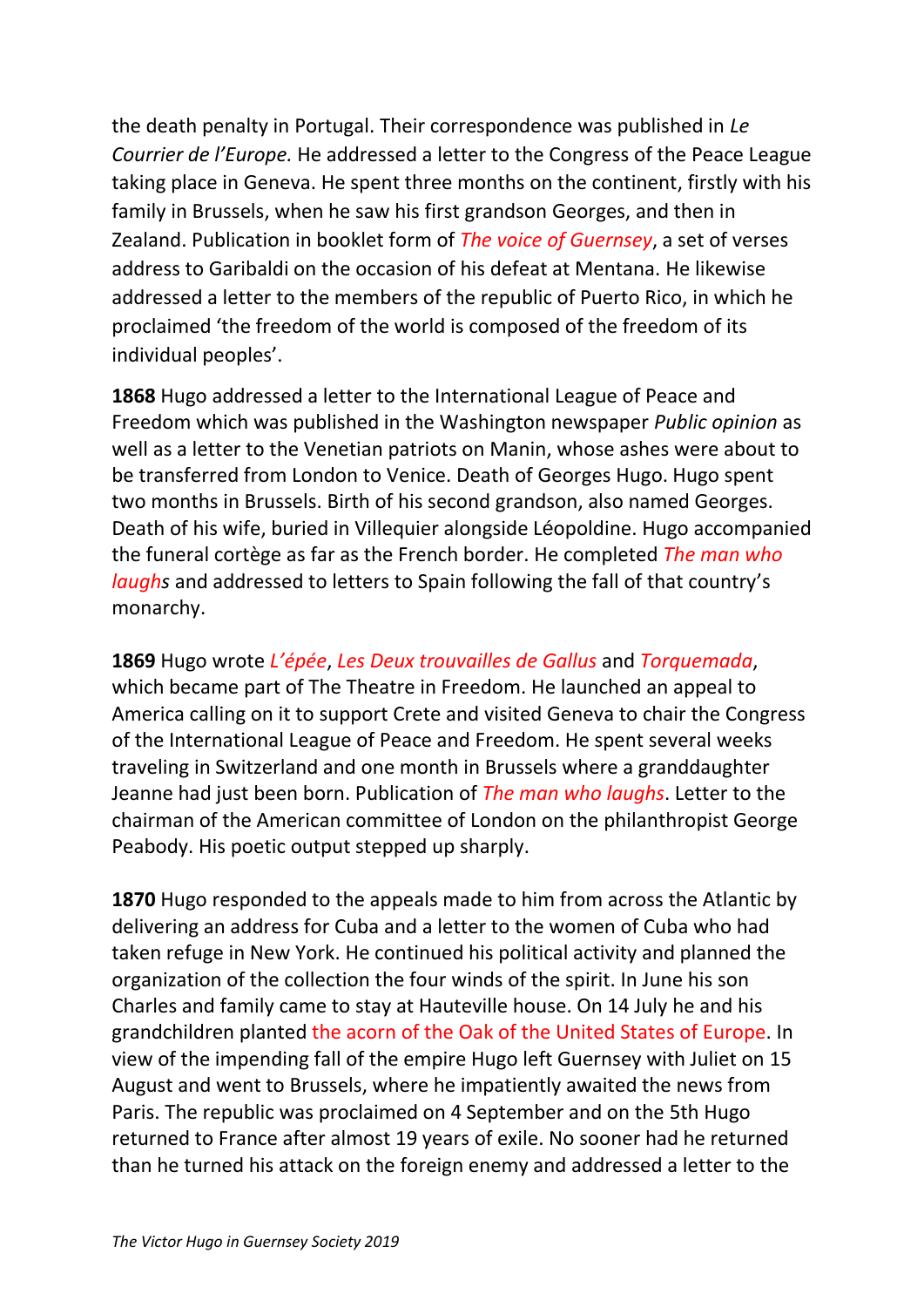the death penalty in Portugal. Their correspondence was published in *Le Courrier de l'Europe.* He addressed a letter to the Congress of the Peace League taking place in Geneva. He spent three months on the continent, firstly with his family in Brussels, when he saw his first grandson Georges, and then in Zealand. Publication in booklet form of *The voice of Guernsey*, a set of verses address to Garibaldi on the occasion of his defeat at Mentana. He likewise addressed a letter to the members of the republic of Puerto Rico, in which he proclaimed 'the freedom of the world is composed of the freedom of its individual peoples'.

**1868** Hugo addressed a letter to the International League of Peace and Freedom which was published in the Washington newspaper *Public opinion* as well as a letter to the Venetian patriots on Manin, whose ashes were about to be transferred from London to Venice. Death of Georges Hugo. Hugo spent two months in Brussels. Birth of his second grandson, also named Georges. Death of his wife, buried in Villequier alongside Léopoldine. Hugo accompanied the funeral cortège as far as the French border. He completed *The man who laughs* and addressed to letters to Spain following the fall of that country's monarchy.

**1869** Hugo wrote *L'épée*, *Les Deux trouvailles de Gallus* and *Torquemada*, which became part of The Theatre in Freedom. He launched an appeal to America calling on it to support Crete and visited Geneva to chair the Congress of the International League of Peace and Freedom. He spent several weeks traveling in Switzerland and one month in Brussels where a granddaughter Jeanne had just been born. Publication of *The man who laughs*. Letter to the chairman of the American committee of London on the philanthropist George Peabody. His poetic output stepped up sharply.

**1870** Hugo responded to the appeals made to him from across the Atlantic by delivering an address for Cuba and a letter to the women of Cuba who had taken refuge in New York. He continued his political activity and planned the organization of the collection the four winds of the spirit. In June his son Charles and family came to stay at Hauteville house. On 14 July he and his grandchildren planted the acorn of the Oak of the United States of Europe. In view of the impending fall of the empire Hugo left Guernsey with Juliet on 15 August and went to Brussels, where he impatiently awaited the news from Paris. The republic was proclaimed on 4 September and on the 5th Hugo returned to France after almost 19 years of exile. No sooner had he returned than he turned his attack on the foreign enemy and addressed a letter to the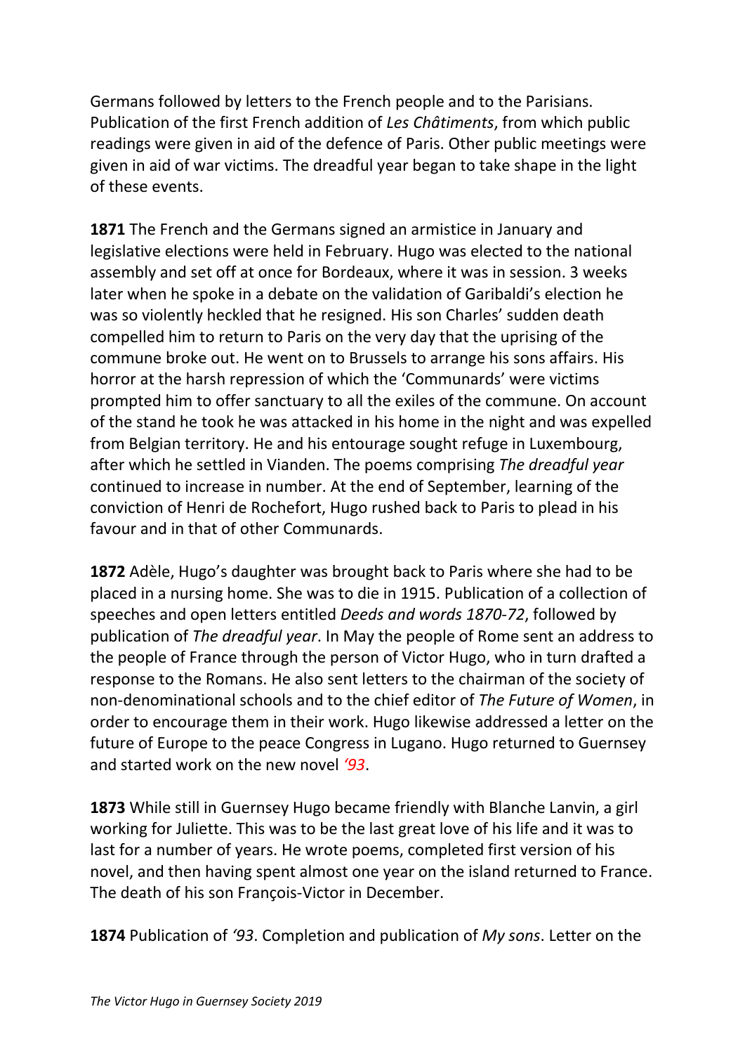Germans followed by letters to the French people and to the Parisians. Publication of the first French addition of *Les Châtiments*, from which public readings were given in aid of the defence of Paris. Other public meetings were given in aid of war victims. The dreadful year began to take shape in the light of these events.

**1871** The French and the Germans signed an armistice in January and legislative elections were held in February. Hugo was elected to the national assembly and set off at once for Bordeaux, where it was in session. 3 weeks later when he spoke in a debate on the validation of Garibaldi's election he was so violently heckled that he resigned. His son Charles' sudden death compelled him to return to Paris on the very day that the uprising of the commune broke out. He went on to Brussels to arrange his sons affairs. His horror at the harsh repression of which the 'Communards' were victims prompted him to offer sanctuary to all the exiles of the commune. On account of the stand he took he was attacked in his home in the night and was expelled from Belgian territory. He and his entourage sought refuge in Luxembourg, after which he settled in Vianden. The poems comprising *The dreadful year* continued to increase in number. At the end of September, learning of the conviction of Henri de Rochefort, Hugo rushed back to Paris to plead in his favour and in that of other Communards.

**1872** Adèle, Hugo's daughter was brought back to Paris where she had to be placed in a nursing home. She was to die in 1915. Publication of a collection of speeches and open letters entitled *Deeds and words 1870-72*, followed by publication of *The dreadful year*. In May the people of Rome sent an address to the people of France through the person of Victor Hugo, who in turn drafted a response to the Romans. He also sent letters to the chairman of the society of non-denominational schools and to the chief editor of *The Future of Women*, in order to encourage them in their work. Hugo likewise addressed a letter on the future of Europe to the peace Congress in Lugano. Hugo returned to Guernsey and started work on the new novel *'93*.

**1873** While still in Guernsey Hugo became friendly with Blanche Lanvin, a girl working for Juliette. This was to be the last great love of his life and it was to last for a number of years. He wrote poems, completed first version of his novel, and then having spent almost one year on the island returned to France. The death of his son François-Victor in December.

**1874** Publication of *'93*. Completion and publication of *My sons*. Letter on the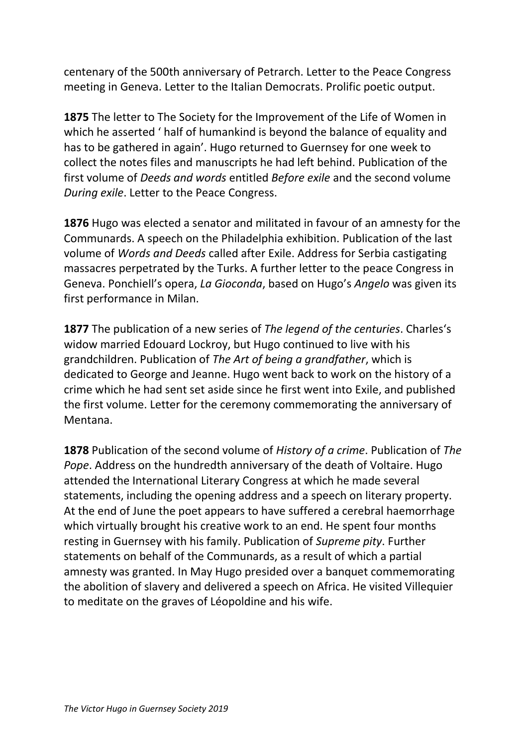centenary of the 500th anniversary of Petrarch. Letter to the Peace Congress meeting in Geneva. Letter to the Italian Democrats. Prolific poetic output.

**1875** The letter to The Society for the Improvement of the Life of Women in which he asserted ' half of humankind is beyond the balance of equality and has to be gathered in again'. Hugo returned to Guernsey for one week to collect the notes files and manuscripts he had left behind. Publication of the first volume of *Deeds and words* entitled *Before exile* and the second volume *During exile*. Letter to the Peace Congress.

**1876** Hugo was elected a senator and militated in favour of an amnesty for the Communards. A speech on the Philadelphia exhibition. Publication of the last volume of *Words and Deeds* called after Exile. Address for Serbia castigating massacres perpetrated by the Turks. A further letter to the peace Congress in Geneva. Ponchiell's opera, *La Gioconda*, based on Hugo's *Angelo* was given its first performance in Milan.

**1877** The publication of a new series of *The legend of the centuries*. Charles's widow married Edouard Lockroy, but Hugo continued to live with his grandchildren. Publication of *The Art of being a grandfather*, which is dedicated to George and Jeanne. Hugo went back to work on the history of a crime which he had sent set aside since he first went into Exile, and published the first volume. Letter for the ceremony commemorating the anniversary of Mentana.

**1878** Publication of the second volume of *History of a crime*. Publication of *The Pope*. Address on the hundredth anniversary of the death of Voltaire. Hugo attended the International Literary Congress at which he made several statements, including the opening address and a speech on literary property. At the end of June the poet appears to have suffered a cerebral haemorrhage which virtually brought his creative work to an end. He spent four months resting in Guernsey with his family. Publication of *Supreme pity*. Further statements on behalf of the Communards, as a result of which a partial amnesty was granted. In May Hugo presided over a banquet commemorating the abolition of slavery and delivered a speech on Africa. He visited Villequier to meditate on the graves of Léopoldine and his wife.